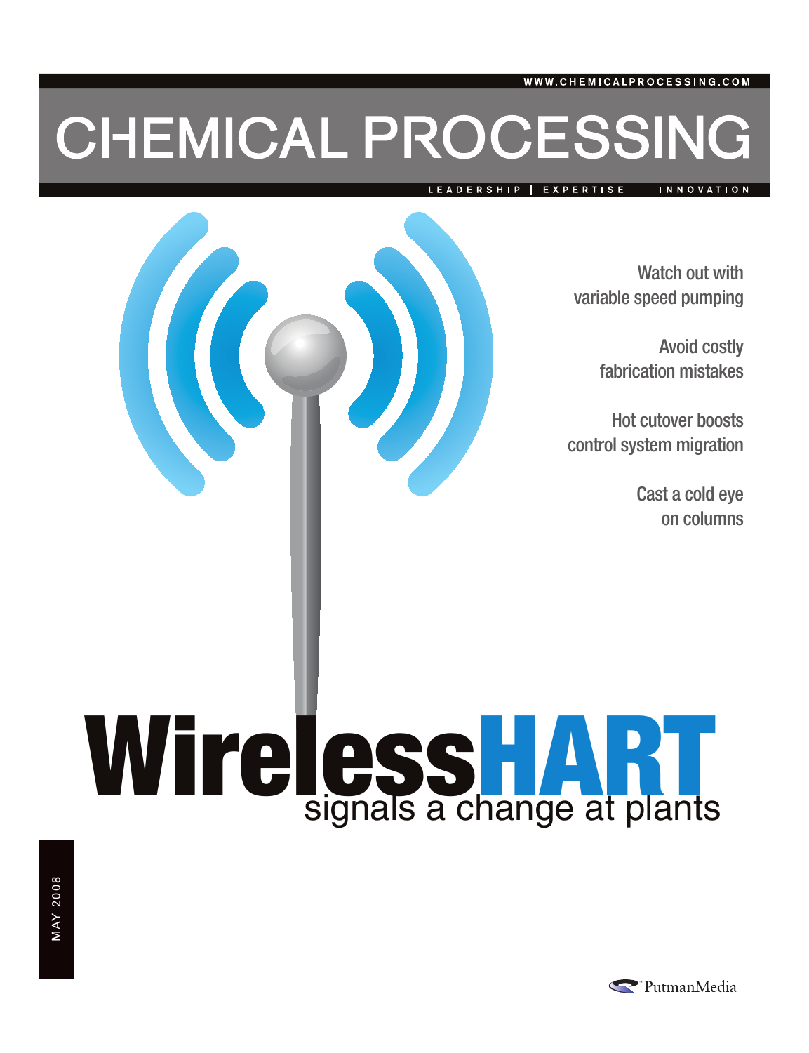WWW.CHEMICALPROCESSING.COM

# CHEMICAL PROCESSING

LEADERSHIP | EXPERTISE | INNOVATION

Watch out with variable speed pumping

Avoid costly fabrication mistakes

Hot cutover boosts control system migration

Cast a cold eye on columns

# WirelessHART

## signals a change at plants

MAY 2008

PutmanMedia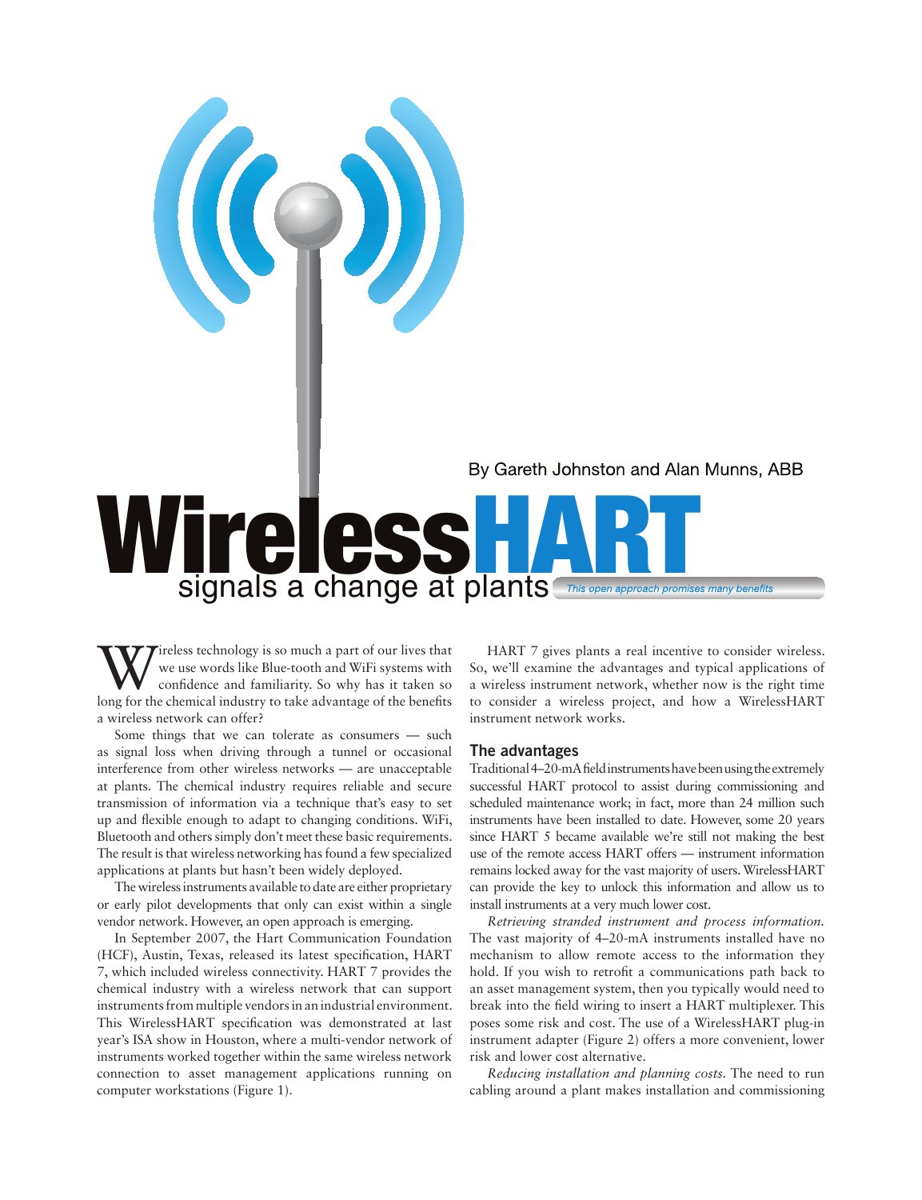By Gareth Johnston and Alan Munns, ABB

# WirelessHART signals a change at plants

*This open approach promises many benefits*

Wireless technology is so much a part of our lives that we use words like Blue-tooth and WiFi systems with confidence and familiarity. So why has it taken so long for the chemical industry to take advantage of the benefits a wireless network can offer?

Some things that we can tolerate as consumers — such as signal loss when driving through a tunnel or occasional interference from other wireless networks — are unacceptable at plants. The chemical industry requires reliable and secure transmission of information via a technique that's easy to set up and flexible enough to adapt to changing conditions. WiFi, Bluetooth and others simply don't meet these basic requirements. The result is that wireless networking has found a few specialized applications at plants but hasn't been widely deployed.

The wireless instruments available to date are either proprietary or early pilot developments that only can exist within a single vendor network. However, an open approach is emerging.

In September 2007, the Hart Communication Foundation (HCF), Austin, Texas, released its latest specification, HART 7, which included wireless connectivity. HART 7 provides the chemical industry with a wireless network that can support instruments from multiple vendors in an industrial environment. This WirelessHART specification was demonstrated at last year's ISA show in Houston, where a multi-vendor network of instruments worked together within the same wireless network connection to asset management applications running on computer workstations (Figure 1).

HART 7 gives plants a real incentive to consider wireless. So, we'll examine the advantages and typical applications of a wireless instrument network, whether now is the right time to consider a wireless project, and how a WirelessHART instrument network works.

## The advantages

Traditional 4–20-mA field instruments have been using the extremely successful HART protocol to assist during commissioning and scheduled maintenance work; in fact, more than 24 million such instruments have been installed to date. However, some 20 years since HART 5 became available we're still not making the best use of the remote access HART offers — instrument information remains locked away for the vast majority of users. WirelessHART can provide the key to unlock this information and allow us to install instruments at a very much lower cost.

*Retrieving stranded instrument and process information.* The vast majority of 4–20-mA instruments installed have no mechanism to allow remote access to the information they hold. If you wish to retrofit a communications path back to an asset management system, then you typically would need to break into the field wiring to insert a HART multiplexer. This poses some risk and cost. The use of a WirelessHART plug-in instrument adapter (Figure 2) offers a more convenient, lower risk and lower cost alternative.

*Reducing installation and planning costs.* The need to run cabling around a plant makes installation and commissioning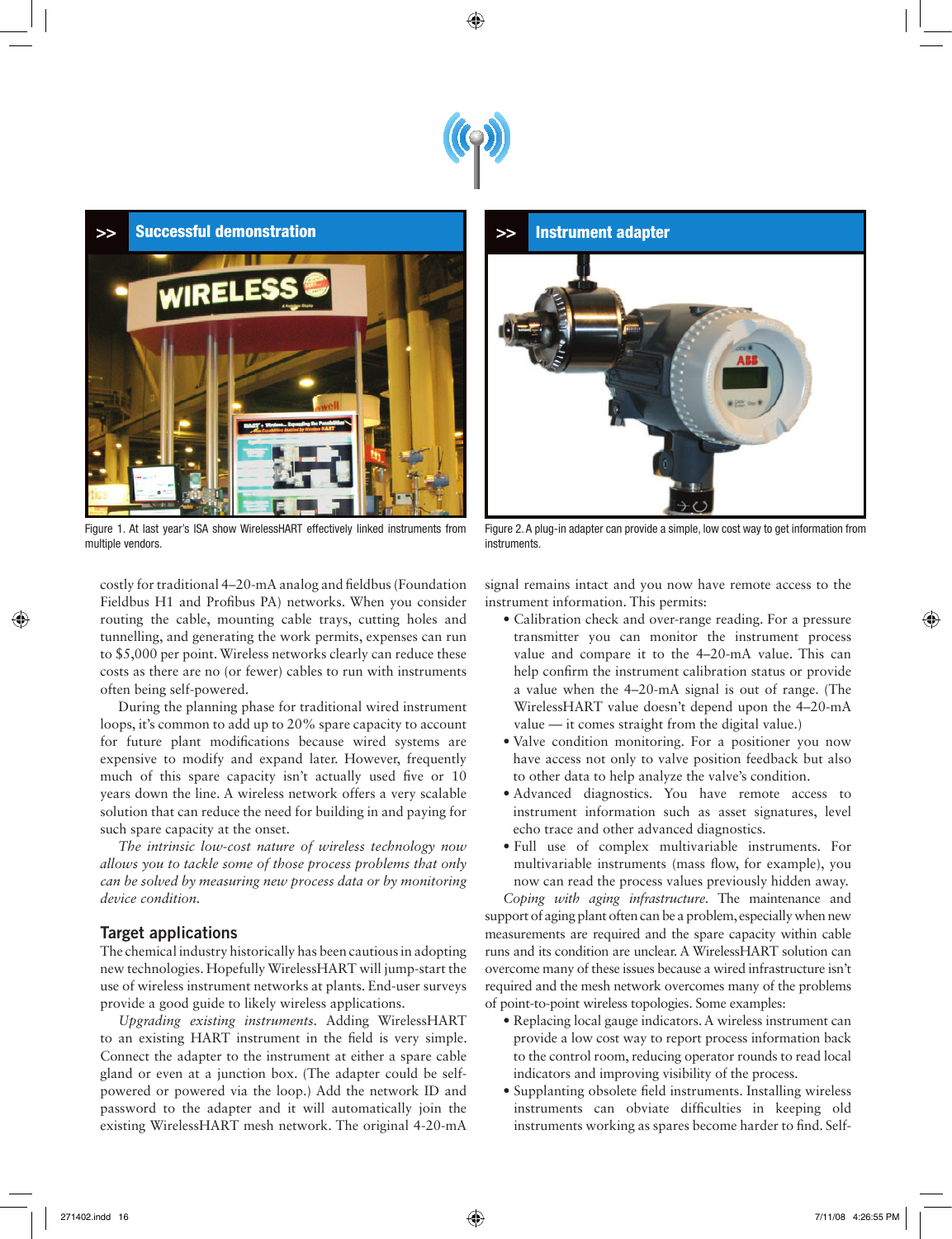## >> Successful demonstration

Figure 1. At last year's ISA show WirelessHART effectively linked instruments from multiple vendors.

## >> Instrument adapter

Figure 2. A plug-in adapter can provide a simple, low cost way to get information from instruments.

costly for traditional 4–20-mA analog and fieldbus (Foundation Fieldbus H1 and Profibus PA) networks. When you consider routing the cable, mounting cable trays, cutting holes and tunnelling, and generating the work permits, expenses can run to $5,000 per point. Wireless networks clearly can reduce these costs as there are no (or fewer) cables to run with instruments often being self-powered.

During the planning phase for traditional wired instrument loops, it's common to add up to 20% spare capacity to account for future plant modifications because wired systems are expensive to modify and expand later. However, frequently much of this spare capacity isn't actually used five or 10 years down the line. A wireless network offers a very scalable solution that can reduce the need for building in and paying for such spare capacity at the onset.

*The intrinsic low-cost nature of wireless technology now allows you to tackle some of those process problems that only can be solved by measuring new process data or by monitoring device condition.*

### Target applications

The chemical industry historically has been cautious in adopting new technologies. Hopefully WirelessHART will jump-start the use of wireless instrument networks at plants. End-user surveys provide a good guide to likely wireless applications.

*Upgrading existing instruments.* Adding WirelessHART to an existing HART instrument in the field is very simple. Connect the adapter to the instrument at either a spare cable gland or even at a junction box. (The adapter could be self-powered or powered via the loop.) Add the network ID and password to the adapter and it will automatically join the existing WirelessHART mesh network. The original 4-20-mA signal remains intact and you now have remote access to the instrument information. This permits:

- Calibration check and over-range reading. For a pressure transmitter you can monitor the instrument process value and compare it to the 4–20-mA value. This can help confirm the instrument calibration status or provide a value when the 4–20-mA signal is out of range. (The WirelessHART value doesn't depend upon the 4–20-mA value — it comes straight from the digital value.)
- Valve condition monitoring. For a positioner you now have access not only to valve position feedback but also to other data to help analyze the valve's condition.
- Advanced diagnostics. You have remote access to instrument information such as asset signatures, level echo trace and other advanced diagnostics.
- Full use of complex multivariable instruments. For multivariable instruments (mass flow, for example), you now can read the process values previously hidden away.

*Coping with aging infrastructure.* The maintenance and support of aging plant often can be a problem, especially when new measurements are required and the spare capacity within cable runs and its condition are unclear. A WirelessHART solution can overcome many of these issues because a wired infrastructure isn't required and the mesh network overcomes many of the problems of point-to-point wireless topologies. Some examples:

- Replacing local gauge indicators. A wireless instrument can provide a low cost way to report process information back to the control room, reducing operator rounds to read local indicators and improving visibility of the process.
- Supplanting obsolete field instruments. Installing wireless instruments can obviate difficulties in keeping old instruments working as spares become harder to find. Self-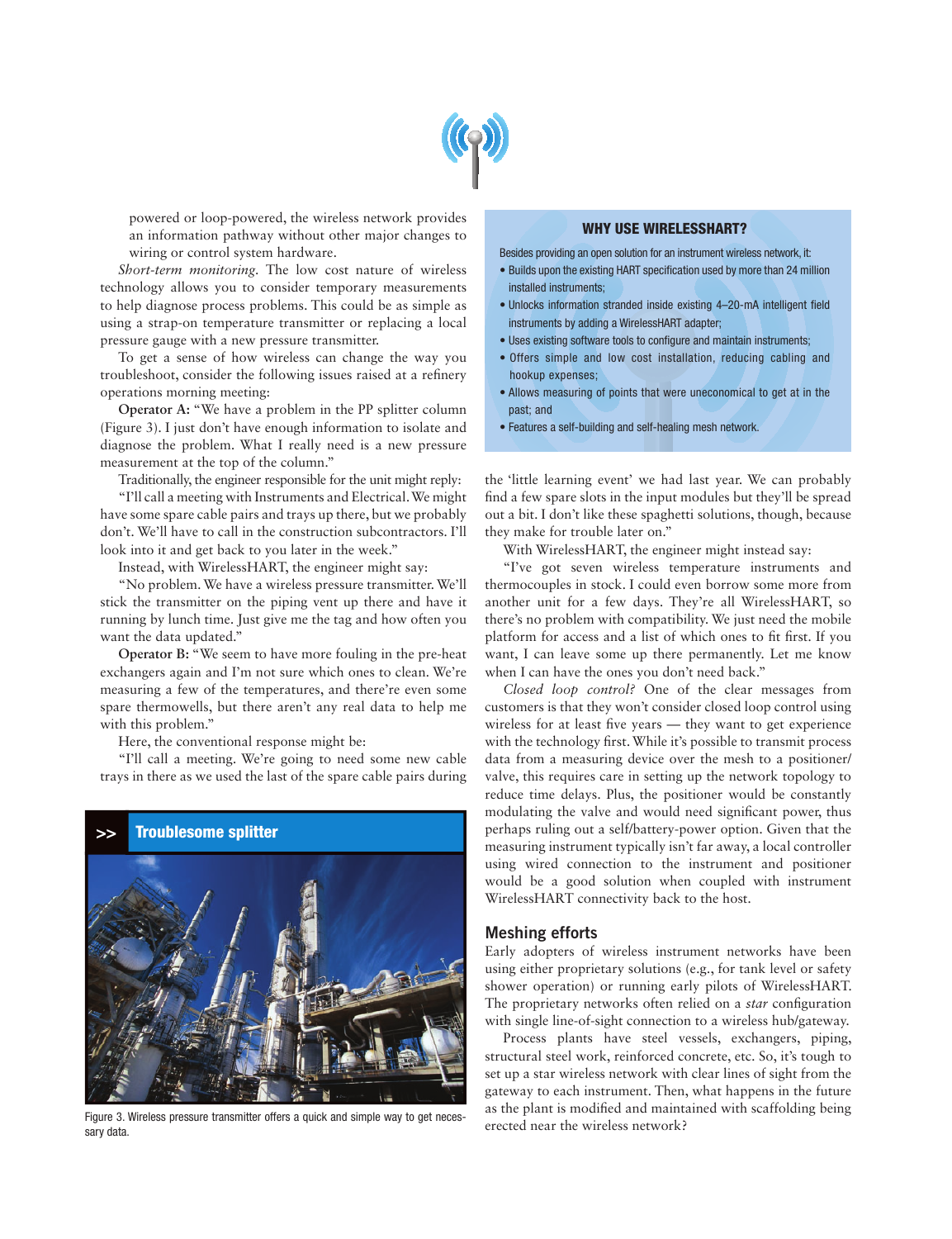powered or loop-powered, the wireless network provides an information pathway without other major changes to wiring or control system hardware.

*Short-term monitoring.* The low cost nature of wireless technology allows you to consider temporary measurements to help diagnose process problems. This could be as simple as using a strap-on temperature transmitter or replacing a local pressure gauge with a new pressure transmitter.

To get a sense of how wireless can change the way you troubleshoot, consider the following issues raised at a refinery operations morning meeting:

**Operator A:** "We have a problem in the PP splitter column (Figure 3). I just don't have enough information to isolate and diagnose the problem. What I really need is a new pressure measurement at the top of the column."

Traditionally, the engineer responsible for the unit might reply:

"I'll call a meeting with Instruments and Electrical. We might have some spare cable pairs and trays up there, but we probably don't. We'll have to call in the construction subcontractors. I'll look into it and get back to you later in the week."

Instead, with WirelessHART, the engineer might say:

"No problem. We have a wireless pressure transmitter. We'll stick the transmitter on the piping vent up there and have it running by lunch time. Just give me the tag and how often you want the data updated."

**Operator B:** "We seem to have more fouling in the pre-heat exchangers again and I'm not sure which ones to clean. We're measuring a few of the temperatures, and there're even some spare thermowells, but there aren't any real data to help me with this problem."

Here, the conventional response might be:

"I'll call a meeting. We're going to need some new cable trays in there as we used the last of the spare cable pairs during the 'little learning event' we had last year. We can probably find a few spare slots in the input modules but they'll be spread out a bit. I don't like these spaghetti solutions, though, because they make for trouble later on."

With WirelessHART, the engineer might instead say:

"I've got seven wireless temperature instruments and thermocouples in stock. I could even borrow some more from another unit for a few days. They're all WirelessHART, so there's no problem with compatibility. We just need the mobile platform for access and a list of which ones to fit first. If you want, I can leave some up there permanently. Let me know when I can have the ones you don't need back."

**>> Troublesome splitter**

Figure 3. Wireless pressure transmitter offers a quick and simple way to get necessary data.

### WHY USE WIRELESSHART?

Besides providing an open solution for an instrument wireless network, it:

- Builds upon the existing HART specification used by more than 24 million installed instruments;
- Unlocks information stranded inside existing 4–20-mA intelligent field instruments by adding a WirelessHART adapter;
- Uses existing software tools to configure and maintain instruments;
- Offers simple and low cost installation, reducing cabling and hookup expenses;
- Allows measuring of points that were uneconomical to get at in the past; and
- Features a self-building and self-healing mesh network.

*Closed loop control?* One of the clear messages from customers is that they won't consider closed loop control using wireless for at least five years — they want to get experience with the technology first. While it's possible to transmit process data from a measuring device over the mesh to a positioner/valve, this requires care in setting up the network topology to reduce time delays. Plus, the positioner would be constantly modulating the valve and would need significant power, thus perhaps ruling out a self/battery-power option. Given that the measuring instrument typically isn't far away, a local controller using wired connection to the instrument and positioner would be a good solution when coupled with instrument WirelessHART connectivity back to the host.

## Meshing efforts

Early adopters of wireless instrument networks have been using either proprietary solutions (e.g., for tank level or safety shower operation) or running early pilots of WirelessHART. The proprietary networks often relied on a *star* configuration with single line-of-sight connection to a wireless hub/gateway.

Process plants have steel vessels, exchangers, piping, structural steel work, reinforced concrete, etc. So, it's tough to set up a star wireless network with clear lines of sight from the gateway to each instrument. Then, what happens in the future as the plant is modified and maintained with scaffolding being erected near the wireless network?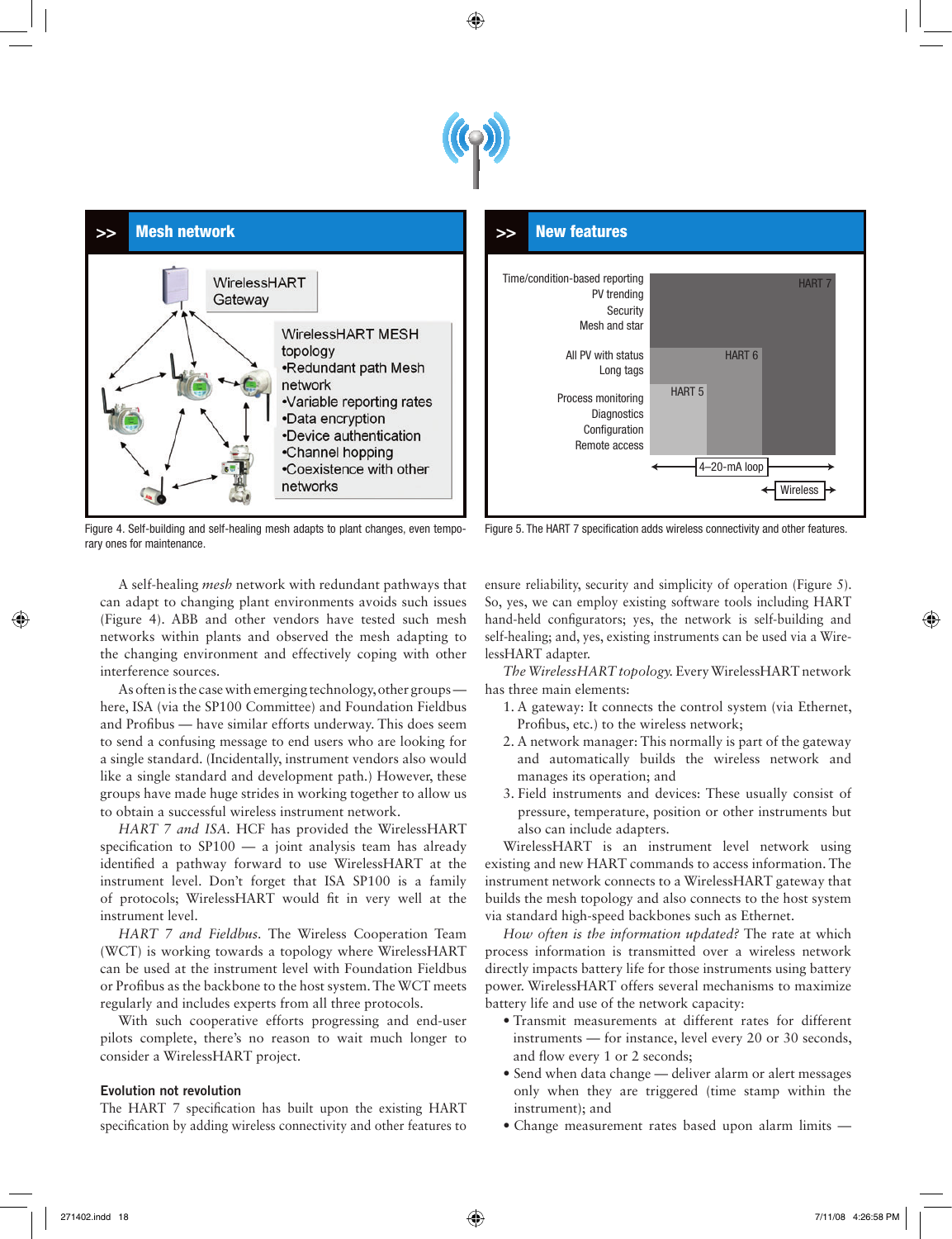**>> Mesh network**

WirelessHART Gateway

WirelessHART MESH topology
- Redundant path Mesh network
- Variable reporting rates
- Data encryption
- Device authentication
- Channel hopping
- Coexistence with other networks

Figure 4. Self-building and self-healing mesh adapts to plant changes, even temporary ones for maintenance.

**>> New features**

| | |
|---|---|
| Time/condition-based reporting, PV trending, Security, Mesh and star | HART 7 |
| All PV with status, Long tags | HART 6 |
| Process monitoring, Diagnostics, Configuration, Remote access | HART 5 |

4–20-mA loop

Wireless

Figure 5. The HART 7 specification adds wireless connectivity and other features.

A self-healing *mesh* network with redundant pathways that can adapt to changing plant environments avoids such issues (Figure 4). ABB and other vendors have tested such mesh networks within plants and observed the mesh adapting to the changing environment and effectively coping with other interference sources.

As often is the case with emerging technology, other groups — here, ISA (via the SP100 Committee) and Foundation Fieldbus and Profibus — have similar efforts underway. This does seem to send a confusing message to end users who are looking for a single standard. (Incidentally, instrument vendors also would like a single standard and development path.) However, these groups have made huge strides in working together to allow us to obtain a successful wireless instrument network.

*HART 7 and ISA.* HCF has provided the WirelessHART specification to SP100 — a joint analysis team has already identified a pathway forward to use WirelessHART at the instrument level. Don't forget that ISA SP100 is a family of protocols; WirelessHART would fit in very well at the instrument level.

*HART 7 and Fieldbus.* The Wireless Cooperation Team (WCT) is working towards a topology where WirelessHART can be used at the instrument level with Foundation Fieldbus or Profibus as the backbone to the host system. The WCT meets regularly and includes experts from all three protocols.

With such cooperative efforts progressing and end-user pilots complete, there's no reason to wait much longer to consider a WirelessHART project.

### Evolution not revolution

The HART 7 specification has built upon the existing HART specification by adding wireless connectivity and other features to ensure reliability, security and simplicity of operation (Figure 5). So, yes, we can employ existing software tools including HART hand-held configurators; yes, the network is self-building and self-healing; and, yes, existing instruments can be used via a WirelessHART adapter.

*The WirelessHART topology.* Every WirelessHART network has three main elements:

1. A gateway: It connects the control system (via Ethernet, Profibus, etc.) to the wireless network;
2. A network manager: This normally is part of the gateway and automatically builds the wireless network and manages its operation; and
3. Field instruments and devices: These usually consist of pressure, temperature, position or other instruments but also can include adapters.

WirelessHART is an instrument level network using existing and new HART commands to access information. The instrument network connects to a WirelessHART gateway that builds the mesh topology and also connects to the host system via standard high-speed backbones such as Ethernet.

*How often is the information updated?* The rate at which process information is transmitted over a wireless network directly impacts battery life for those instruments using battery power. WirelessHART offers several mechanisms to maximize battery life and use of the network capacity:

- Transmit measurements at different rates for different instruments — for instance, level every 20 or 30 seconds, and flow every 1 or 2 seconds;
- Send when data change — deliver alarm or alert messages only when they are triggered (time stamp within the instrument); and
- Change measurement rates based upon alarm limits —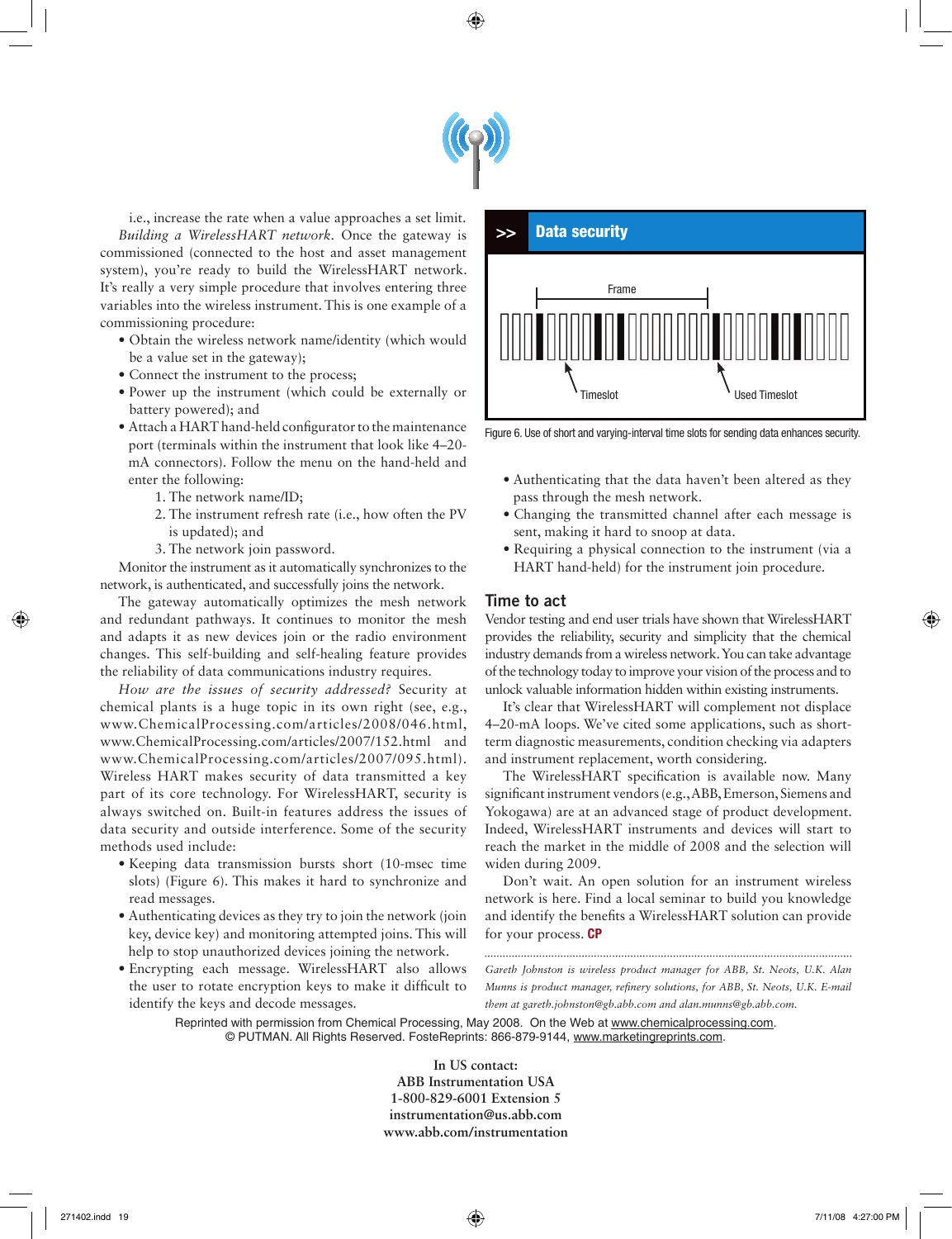i.e., increase the rate when a value approaches a set limit.

*Building a WirelessHART network.* Once the gateway is commissioned (connected to the host and asset management system), you're ready to build the WirelessHART network. It's really a very simple procedure that involves entering three variables into the wireless instrument. This is one example of a commissioning procedure:

- Obtain the wireless network name/identity (which would be a value set in the gateway);
- Connect the instrument to the process;
- Power up the instrument (which could be externally or battery powered); and
- Attach a HART hand-held configurator to the maintenance port (terminals within the instrument that look like 4–20-mA connectors). Follow the menu on the hand-held and enter the following:
  1. The network name/ID;
  2. The instrument refresh rate (i.e., how often the PV is updated); and
  3. The network join password.

Monitor the instrument as it automatically synchronizes to the network, is authenticated, and successfully joins the network.

The gateway automatically optimizes the mesh network and redundant pathways. It continues to monitor the mesh and adapts it as new devices join or the radio environment changes. This self-building and self-healing feature provides the reliability of data communications industry requires.

*How are the issues of security addressed?* Security at chemical plants is a huge topic in its own right (see, e.g., www.ChemicalProcessing.com/articles/2008/046.html, www.ChemicalProcessing.com/articles/2007/152.html and www.ChemicalProcessing.com/articles/2007/095.html). Wireless HART makes security of data transmitted a key part of its core technology. For WirelessHART, security is always switched on. Built-in features address the issues of data security and outside interference. Some of the security methods used include:

- Keeping data transmission bursts short (10-msec time slots) (Figure 6). This makes it hard to synchronize and read messages.
- Authenticating devices as they try to join the network (join key, device key) and monitoring attempted joins. This will help to stop unauthorized devices joining the network.
- Encrypting each message. WirelessHART also allows the user to rotate encryption keys to make it difficult to identify the keys and decode messages.

**>> Data security**

Frame

Timeslot

Used Timeslot

Figure 6. Use of short and varying-interval time slots for sending data enhances security.

- Authenticating that the data haven't been altered as they pass through the mesh network.
- Changing the transmitted channel after each message is sent, making it hard to snoop at data.
- Requiring a physical connection to the instrument (via a HART hand-held) for the instrument join procedure.

## Time to act

Vendor testing and end user trials have shown that WirelessHART provides the reliability, security and simplicity that the chemical industry demands from a wireless network. You can take advantage of the technology today to improve your vision of the process and to unlock valuable information hidden within existing instruments.

It's clear that WirelessHART will complement not displace 4–20-mA loops. We've cited some applications, such as short-term diagnostic measurements, condition checking via adapters and instrument replacement, worth considering.

The WirelessHART specification is available now. Many significant instrument vendors (e.g., ABB, Emerson, Siemens and Yokogawa) are at an advanced stage of product development. Indeed, WirelessHART instruments and devices will start to reach the market in the middle of 2008 and the selection will widen during 2009.

Don't wait. An open solution for an instrument wireless network is here. Find a local seminar to build you knowledge and identify the benefits a WirelessHART solution can provide for your process. **CP**

---

*Gareth Johnston is wireless product manager for ABB, St. Neots, U.K. Alan Munns is product manager, refinery solutions, for ABB, St. Neots, U.K. E-mail them at gareth.johnston@gb.abb.com and alan.munns@gb.abb.com.*

Reprinted with permission from Chemical Processing, May 2008. On the Web at www.chemicalprocessing.com.
© PUTMAN. All Rights Reserved. FosteReprints: 866-879-9144, www.marketingreprints.com.

**In US contact:**
**ABB Instrumentation USA**
**1-800-829-6001 Extension 5**
**instrumentation@us.abb.com**
**www.abb.com/instrumentation**